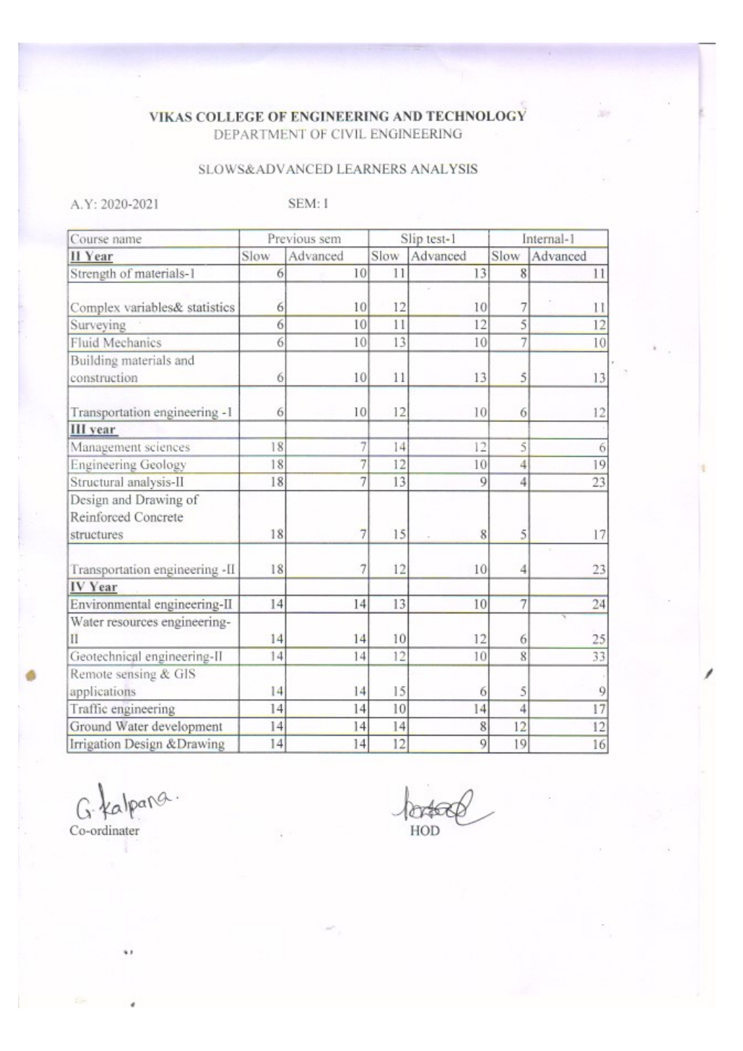# VIKAS COLLEGE OF ENGINEERING AND TECHNOLOGY

## DEPARTMENT OF CIVIL ENGINEERING

### SLOWS&ADVANCED LEARNERS ANALYSIS

A.Y: 2020-2021 SEM: I

| Course name | Previous sem | | Slip test-1 | | Internal-1 | |
|---|---|---|---|---|---|---|
| **II Year** | Slow | Advanced | Slow | Advanced | Slow | Advanced |
| Strength of materials-1 | 6 | 10 | 11 | 13 | 8 | 11 |
| Complex variables& statistics | 6 | 10 | 12 | 10 | 7 | 11 |
| Surveying | 6 | 10 | 11 | 12 | 5 | 12 |
| Fluid Mechanics | 6 | 10 | 13 | 10 | 7 | 10 |
| Building materials and construction | 6 | 10 | 11 | 13 | 5 | 13 |
| Transportation engineering -1 | 6 | 10 | 12 | 10 | 6 | 12 |
| **III year** | | | | | | |
| Management sciences | 18 | 7 | 14 | 12 | 5 | 6 |
| Engineering Geology | 18 | 7 | 12 | 10 | 4 | 19 |
| Structural analysis-II | 18 | 7 | 13 | 9 | 4 | 23 |
| Design and Drawing of Reinforced Concrete structures | 18 | 7 | 15 | 8 | 5 | 17 |
| Transportation engineering -II | 18 | 7 | 12 | 10 | 4 | 23 |
| **IV Year** | | | | | | |
| Environmental engineering-II | 14 | 14 | 13 | 10 | 7 | 24 |
| Water resources engineering-II | 14 | 14 | 10 | 12 | 6 | 25 |
| Geotechnical engineering-II | 14 | 14 | 12 | 10 | 8 | 33 |
| Remote sensing & GIS applications | 14 | 14 | 15 | 6 | 5 | 9 |
| Traffic engineering | 14 | 14 | 10 | 14 | 4 | 17 |
| Ground Water development | 14 | 14 | 14 | 8 | 12 | 12 |
| Irrigation Design &Drawing | 14 | 14 | 12 | 9 | 19 | 16 |

G. Kalpana.
Co-ordinater

HOD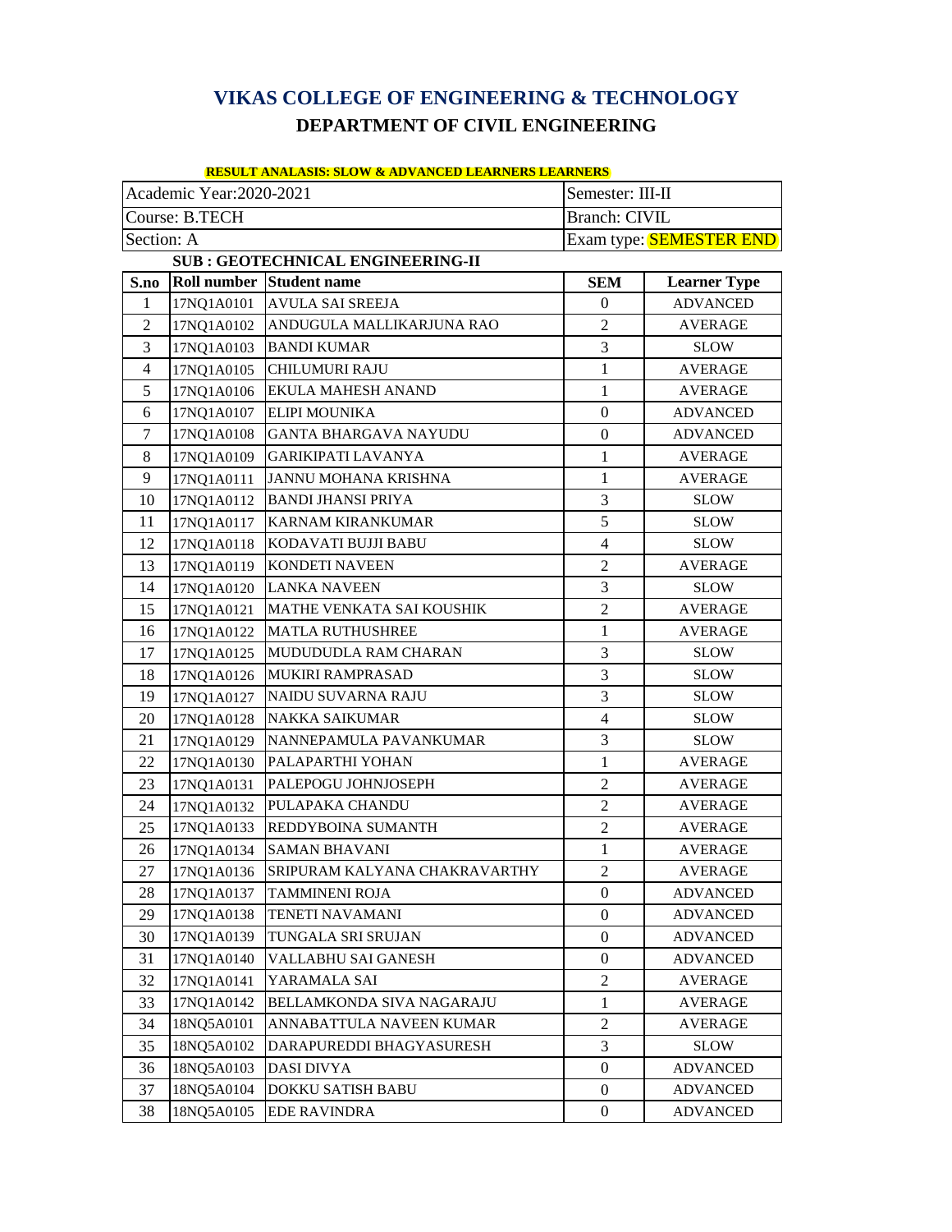# VIKAS COLLEGE OF ENGINEERING & TECHNOLOGY

## DEPARTMENT OF CIVIL ENGINEERING

**RESULT ANALASIS: SLOW & ADVANCED LEARNERS LEARNERS**

| Academic Year:2020-2021 | Semester: III-II |
|---|---|
| Course: B.TECH | Branch: CIVIL |
| Section: A | Exam type: SEMESTER END |

**SUB : GEOTECHNICAL ENGINEERING-II**

| S.no | Roll number | Student name | SEM | Learner Type |
|---|---|---|---|---|
| 1 | 17NQ1A0101 | AVULA SAI SREEJA | 0 | ADVANCED |
| 2 | 17NQ1A0102 | ANDUGULA MALLIKARJUNA RAO | 2 | AVERAGE |
| 3 | 17NQ1A0103 | BANDI KUMAR | 3 | SLOW |
| 4 | 17NQ1A0105 | CHILUMURI RAJU | 1 | AVERAGE |
| 5 | 17NQ1A0106 | EKULA MAHESH ANAND | 1 | AVERAGE |
| 6 | 17NQ1A0107 | ELIPI MOUNIKA | 0 | ADVANCED |
| 7 | 17NQ1A0108 | GANTA BHARGAVA NAYUDU | 0 | ADVANCED |
| 8 | 17NQ1A0109 | GARIKIPATI LAVANYA | 1 | AVERAGE |
| 9 | 17NQ1A0111 | JANNU MOHANA KRISHNA | 1 | AVERAGE |
| 10 | 17NQ1A0112 | BANDI JHANSI PRIYA | 3 | SLOW |
| 11 | 17NQ1A0117 | KARNAM KIRANKUMAR | 5 | SLOW |
| 12 | 17NQ1A0118 | KODAVATI BUJJI BABU | 4 | SLOW |
| 13 | 17NQ1A0119 | KONDETI NAVEEN | 2 | AVERAGE |
| 14 | 17NQ1A0120 | LANKA NAVEEN | 3 | SLOW |
| 15 | 17NQ1A0121 | MATHE VENKATA SAI KOUSHIK | 2 | AVERAGE |
| 16 | 17NQ1A0122 | MATLA RUTHUSHREE | 1 | AVERAGE |
| 17 | 17NQ1A0125 | MUDUDUDLA RAM CHARAN | 3 | SLOW |
| 18 | 17NQ1A0126 | MUKIRI RAMPRASAD | 3 | SLOW |
| 19 | 17NQ1A0127 | NAIDU SUVARNA RAJU | 3 | SLOW |
| 20 | 17NQ1A0128 | NAKKA SAIKUMAR | 4 | SLOW |
| 21 | 17NQ1A0129 | NANNEPAMULA PAVANKUMAR | 3 | SLOW |
| 22 | 17NQ1A0130 | PALAPARTHI YOHAN | 1 | AVERAGE |
| 23 | 17NQ1A0131 | PALEPOGU JOHNJOSEPH | 2 | AVERAGE |
| 24 | 17NQ1A0132 | PULAPAKA CHANDU | 2 | AVERAGE |
| 25 | 17NQ1A0133 | REDDYBOINA SUMANTH | 2 | AVERAGE |
| 26 | 17NQ1A0134 | SAMAN BHAVANI | 1 | AVERAGE |
| 27 | 17NQ1A0136 | SRIPURAM KALYANA CHAKRAVARTHY | 2 | AVERAGE |
| 28 | 17NQ1A0137 | TAMMINENI ROJA | 0 | ADVANCED |
| 29 | 17NQ1A0138 | TENETI NAVAMANI | 0 | ADVANCED |
| 30 | 17NQ1A0139 | TUNGALA SRI SRUJAN | 0 | ADVANCED |
| 31 | 17NQ1A0140 | VALLABHU SAI GANESH | 0 | ADVANCED |
| 32 | 17NQ1A0141 | YARAMALA SAI | 2 | AVERAGE |
| 33 | 17NQ1A0142 | BELLAMKONDA SIVA NAGARAJU | 1 | AVERAGE |
| 34 | 18NQ5A0101 | ANNABATTULA NAVEEN KUMAR | 2 | AVERAGE |
| 35 | 18NQ5A0102 | DARAPUREDDI BHAGYASURESH | 3 | SLOW |
| 36 | 18NQ5A0103 | DASI DIVYA | 0 | ADVANCED |
| 37 | 18NQ5A0104 | DOKKU SATISH BABU | 0 | ADVANCED |
| 38 | 18NQ5A0105 | EDE RAVINDRA | 0 | ADVANCED |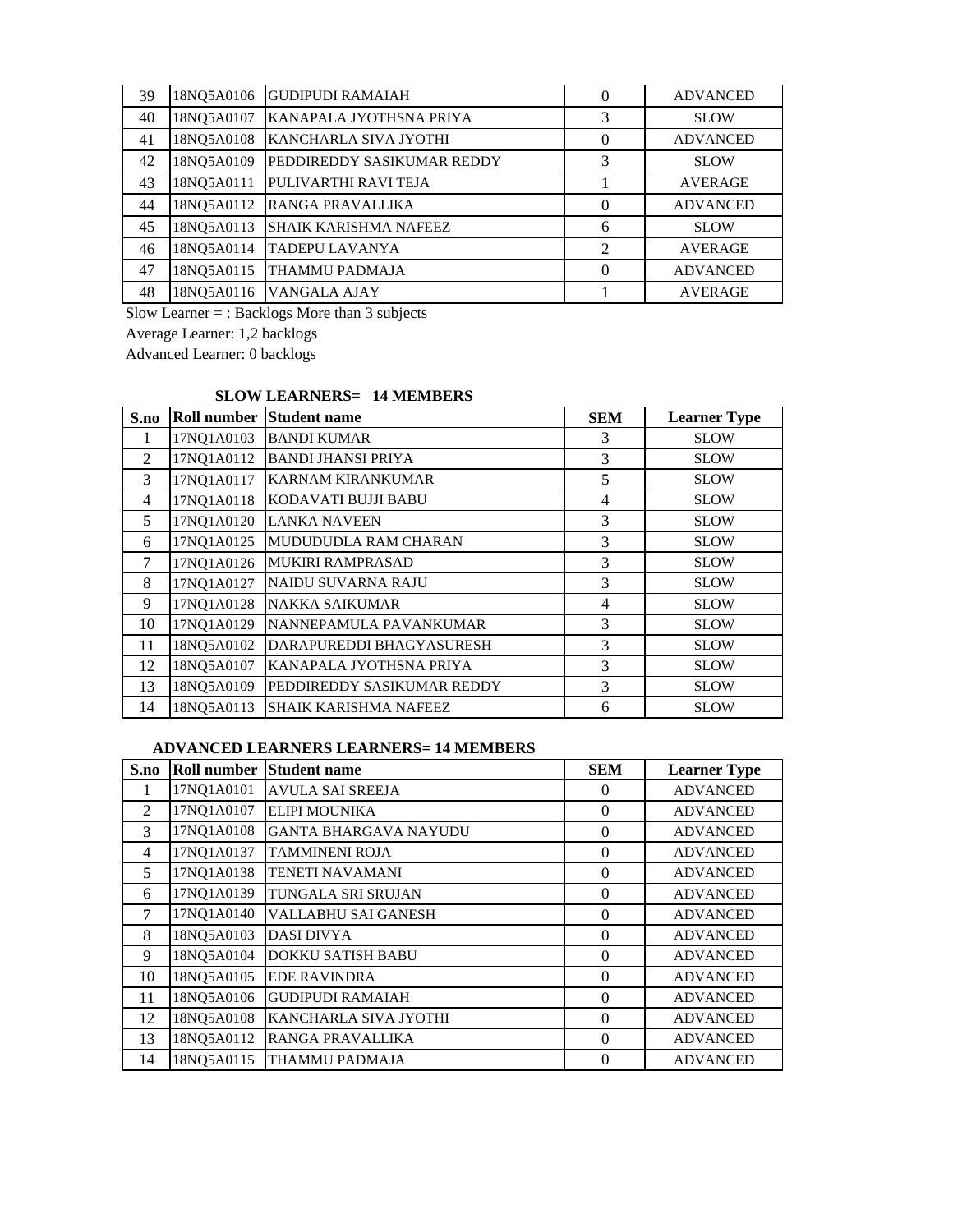| 39 | 18NQ5A0106 | GUDIPUDI RAMAIAH | 0 | ADVANCED |
|---|---|---|---|---|
| 40 | 18NQ5A0107 | KANAPALA JYOTHSNA PRIYA | 3 | SLOW |
| 41 | 18NQ5A0108 | KANCHARLA SIVA JYOTHI | 0 | ADVANCED |
| 42 | 18NQ5A0109 | PEDDIREDDY SASIKUMAR REDDY | 3 | SLOW |
| 43 | 18NQ5A0111 | PULIVARTHI RAVI TEJA | 1 | AVERAGE |
| 44 | 18NQ5A0112 | RANGA PRAVALLIKA | 0 | ADVANCED |
| 45 | 18NQ5A0113 | SHAIK KARISHMA NAFEEZ | 6 | SLOW |
| 46 | 18NQ5A0114 | TADEPU LAVANYA | 2 | AVERAGE |
| 47 | 18NQ5A0115 | THAMMU PADMAJA | 0 | ADVANCED |
| 48 | 18NQ5A0116 | VANGALA AJAY | 1 | AVERAGE |

Slow Learner = : Backlogs More than 3 subjects

Average Learner: 1,2 backlogs

Advanced Learner: 0 backlogs

**SLOW LEARNERS= 14 MEMBERS**

| S.no | Roll number | Student name | SEM | Learner Type |
|---|---|---|---|---|
| 1 | 17NQ1A0103 | BANDI KUMAR | 3 | SLOW |
| 2 | 17NQ1A0112 | BANDI JHANSI PRIYA | 3 | SLOW |
| 3 | 17NQ1A0117 | KARNAM KIRANKUMAR | 5 | SLOW |
| 4 | 17NQ1A0118 | KODAVATI BUJJI BABU | 4 | SLOW |
| 5 | 17NQ1A0120 | LANKA NAVEEN | 3 | SLOW |
| 6 | 17NQ1A0125 | MUDUDUDLA RAM CHARAN | 3 | SLOW |
| 7 | 17NQ1A0126 | MUKIRI RAMPRASAD | 3 | SLOW |
| 8 | 17NQ1A0127 | NAIDU SUVARNA RAJU | 3 | SLOW |
| 9 | 17NQ1A0128 | NAKKA SAIKUMAR | 4 | SLOW |
| 10 | 17NQ1A0129 | NANNEPAMULA PAVANKUMAR | 3 | SLOW |
| 11 | 18NQ5A0102 | DARAPUREDDI BHAGYASURESH | 3 | SLOW |
| 12 | 18NQ5A0107 | KANAPALA JYOTHSNA PRIYA | 3 | SLOW |
| 13 | 18NQ5A0109 | PEDDIREDDY SASIKUMAR REDDY | 3 | SLOW |
| 14 | 18NQ5A0113 | SHAIK KARISHMA NAFEEZ | 6 | SLOW |

**ADVANCED LEARNERS LEARNERS= 14 MEMBERS**

| S.no | Roll number | Student name | SEM | Learner Type |
|---|---|---|---|---|
| 1 | 17NQ1A0101 | AVULA SAI SREEJA | 0 | ADVANCED |
| 2 | 17NQ1A0107 | ELIPI MOUNIKA | 0 | ADVANCED |
| 3 | 17NQ1A0108 | GANTA BHARGAVA NAYUDU | 0 | ADVANCED |
| 4 | 17NQ1A0137 | TAMMINENI ROJA | 0 | ADVANCED |
| 5 | 17NQ1A0138 | TENETI NAVAMANI | 0 | ADVANCED |
| 6 | 17NQ1A0139 | TUNGALA SRI SRUJAN | 0 | ADVANCED |
| 7 | 17NQ1A0140 | VALLABHU SAI GANESH | 0 | ADVANCED |
| 8 | 18NQ5A0103 | DASI DIVYA | 0 | ADVANCED |
| 9 | 18NQ5A0104 | DOKKU SATISH BABU | 0 | ADVANCED |
| 10 | 18NQ5A0105 | EDE RAVINDRA | 0 | ADVANCED |
| 11 | 18NQ5A0106 | GUDIPUDI RAMAIAH | 0 | ADVANCED |
| 12 | 18NQ5A0108 | KANCHARLA SIVA JYOTHI | 0 | ADVANCED |
| 13 | 18NQ5A0112 | RANGA PRAVALLIKA | 0 | ADVANCED |
| 14 | 18NQ5A0115 | THAMMU PADMAJA | 0 | ADVANCED |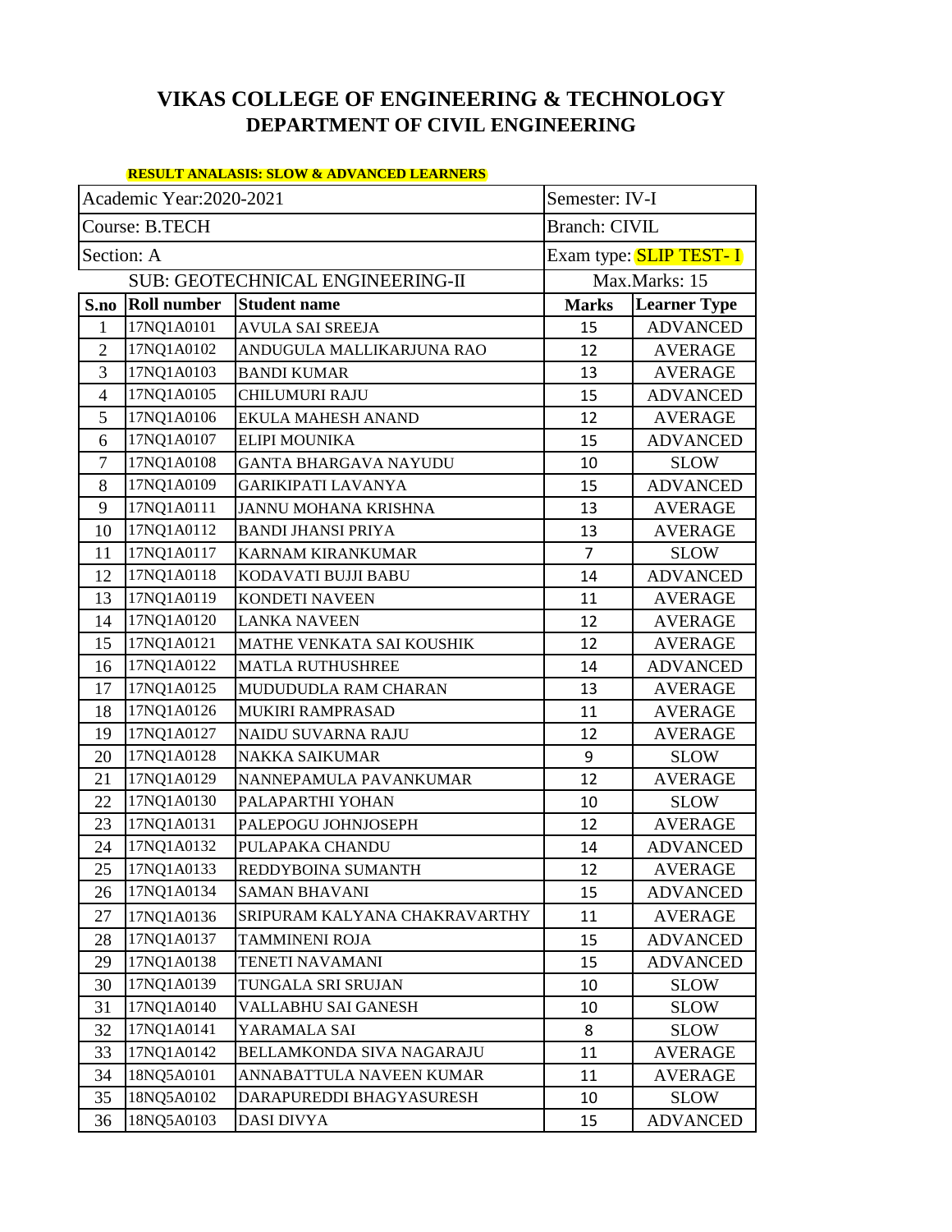# VIKAS COLLEGE OF ENGINEERING & TECHNOLOGY
## DEPARTMENT OF CIVIL ENGINEERING

**RESULT ANALASIS: SLOW & ADVANCED LEARNERS**

| Academic Year:2020-2021 | | | Semester: IV-I | |
|---|---|---|---|---|
| Course: B.TECH | | | Branch: CIVIL | |
| Section: A | | | Exam type: SLIP TEST- I | |
| SUB: GEOTECHNICAL ENGINEERING-II | | | Max.Marks: 15 | |
| **S.no** | **Roll number** | **Student name** | **Marks** | **Learner Type** |
| 1 | 17NQ1A0101 | AVULA SAI SREEJA | 15 | ADVANCED |
| 2 | 17NQ1A0102 | ANDUGULA MALLIKARJUNA RAO | 12 | AVERAGE |
| 3 | 17NQ1A0103 | BANDI KUMAR | 13 | AVERAGE |
| 4 | 17NQ1A0105 | CHILUMURI RAJU | 15 | ADVANCED |
| 5 | 17NQ1A0106 | EKULA MAHESH ANAND | 12 | AVERAGE |
| 6 | 17NQ1A0107 | ELIPI MOUNIKA | 15 | ADVANCED |
| 7 | 17NQ1A0108 | GANTA BHARGAVA NAYUDU | 10 | SLOW |
| 8 | 17NQ1A0109 | GARIKIPATI LAVANYA | 15 | ADVANCED |
| 9 | 17NQ1A0111 | JANNU MOHANA KRISHNA | 13 | AVERAGE |
| 10 | 17NQ1A0112 | BANDI JHANSI PRIYA | 13 | AVERAGE |
| 11 | 17NQ1A0117 | KARNAM KIRANKUMAR | 7 | SLOW |
| 12 | 17NQ1A0118 | KODAVATI BUJJI BABU | 14 | ADVANCED |
| 13 | 17NQ1A0119 | KONDETI NAVEEN | 11 | AVERAGE |
| 14 | 17NQ1A0120 | LANKA NAVEEN | 12 | AVERAGE |
| 15 | 17NQ1A0121 | MATHE VENKATA SAI KOUSHIK | 12 | AVERAGE |
| 16 | 17NQ1A0122 | MATLA RUTHUSHREE | 14 | ADVANCED |
| 17 | 17NQ1A0125 | MUDUDUDLA RAM CHARAN | 13 | AVERAGE |
| 18 | 17NQ1A0126 | MUKIRI RAMPRASAD | 11 | AVERAGE |
| 19 | 17NQ1A0127 | NAIDU SUVARNA RAJU | 12 | AVERAGE |
| 20 | 17NQ1A0128 | NAKKA SAIKUMAR | 9 | SLOW |
| 21 | 17NQ1A0129 | NANNEPAMULA PAVANKUMAR | 12 | AVERAGE |
| 22 | 17NQ1A0130 | PALAPARTHI YOHAN | 10 | SLOW |
| 23 | 17NQ1A0131 | PALEPOGU JOHNJOSEPH | 12 | AVERAGE |
| 24 | 17NQ1A0132 | PULAPAKA CHANDU | 14 | ADVANCED |
| 25 | 17NQ1A0133 | REDDYBOINA SUMANTH | 12 | AVERAGE |
| 26 | 17NQ1A0134 | SAMAN BHAVANI | 15 | ADVANCED |
| 27 | 17NQ1A0136 | SRIPURAM KALYANA CHAKRAVARTHY | 11 | AVERAGE |
| 28 | 17NQ1A0137 | TAMMINENI ROJA | 15 | ADVANCED |
| 29 | 17NQ1A0138 | TENETI NAVAMANI | 15 | ADVANCED |
| 30 | 17NQ1A0139 | TUNGALA SRI SRUJAN | 10 | SLOW |
| 31 | 17NQ1A0140 | VALLABHU SAI GANESH | 10 | SLOW |
| 32 | 17NQ1A0141 | YARAMALA SAI | 8 | SLOW |
| 33 | 17NQ1A0142 | BELLAMKONDA SIVA NAGARAJU | 11 | AVERAGE |
| 34 | 18NQ5A0101 | ANNABATTULA NAVEEN KUMAR | 11 | AVERAGE |
| 35 | 18NQ5A0102 | DARAPUREDDI BHAGYASURESH | 10 | SLOW |
| 36 | 18NQ5A0103 | DASI DIVYA | 15 | ADVANCED |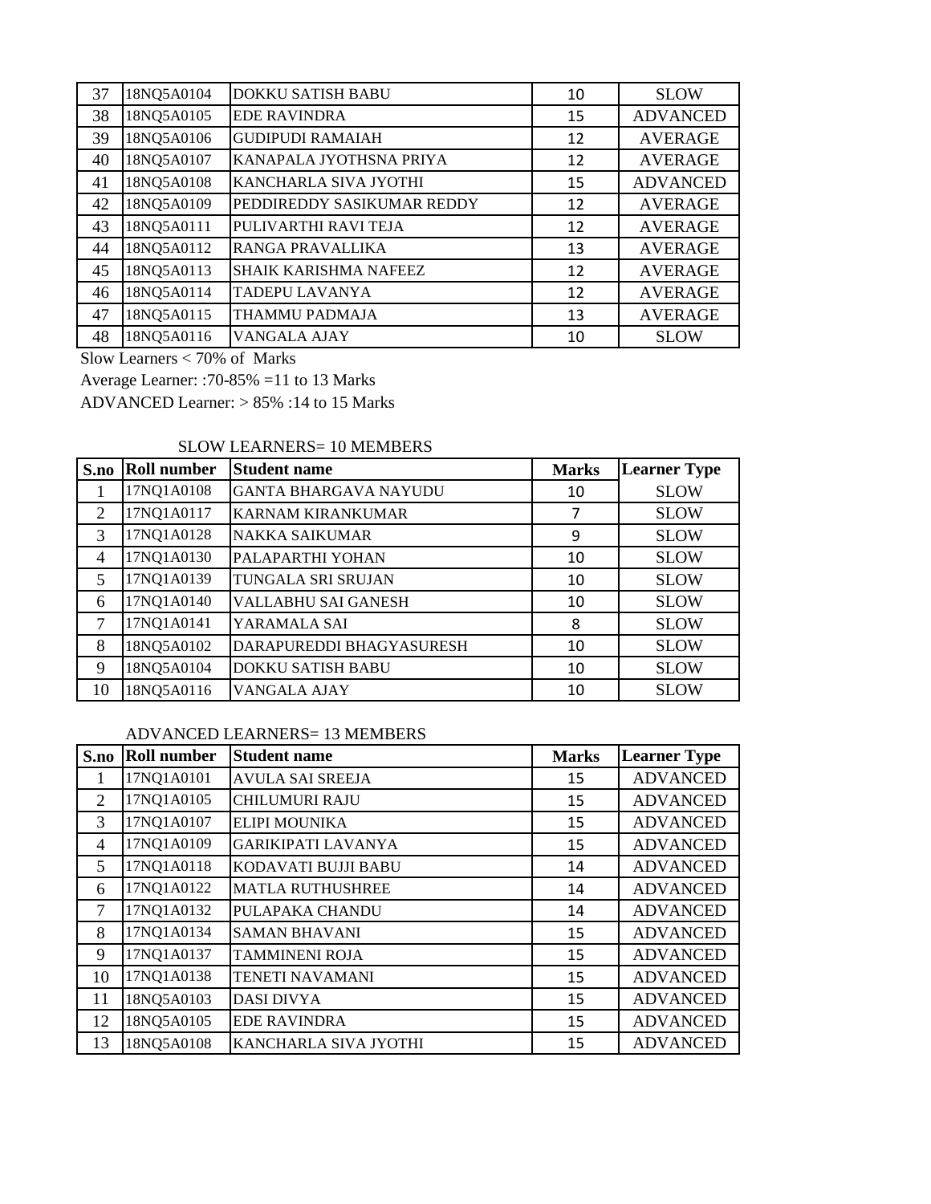| | | | | |
|---|---|---|---|---|
| 37 | 18NQ5A0104 | DOKKU SATISH BABU | 10 | SLOW |
| 38 | 18NQ5A0105 | EDE RAVINDRA | 15 | ADVANCED |
| 39 | 18NQ5A0106 | GUDIPUDI RAMAIAH | 12 | AVERAGE |
| 40 | 18NQ5A0107 | KANAPALA JYOTHSNA PRIYA | 12 | AVERAGE |
| 41 | 18NQ5A0108 | KANCHARLA SIVA JYOTHI | 15 | ADVANCED |
| 42 | 18NQ5A0109 | PEDDIREDDY SASIKUMAR REDDY | 12 | AVERAGE |
| 43 | 18NQ5A0111 | PULIVARTHI RAVI TEJA | 12 | AVERAGE |
| 44 | 18NQ5A0112 | RANGA PRAVALLIKA | 13 | AVERAGE |
| 45 | 18NQ5A0113 | SHAIK KARISHMA NAFEEZ | 12 | AVERAGE |
| 46 | 18NQ5A0114 | TADEPU LAVANYA | 12 | AVERAGE |
| 47 | 18NQ5A0115 | THAMMU PADMAJA | 13 | AVERAGE |
| 48 | 18NQ5A0116 | VANGALA AJAY | 10 | SLOW |

Slow Learners < 70% of Marks

Average Learner: :70-85% =11 to 13 Marks

ADVANCED Learner: > 85% :14 to 15 Marks

SLOW LEARNERS= 10 MEMBERS

| S.no | Roll number | Student name | Marks | Learner Type |
|---|---|---|---|---|
| 1 | 17NQ1A0108 | GANTA BHARGAVA NAYUDU | 10 | SLOW |
| 2 | 17NQ1A0117 | KARNAM KIRANKUMAR | 7 | SLOW |
| 3 | 17NQ1A0128 | NAKKA SAIKUMAR | 9 | SLOW |
| 4 | 17NQ1A0130 | PALAPARTHI YOHAN | 10 | SLOW |
| 5 | 17NQ1A0139 | TUNGALA SRI SRUJAN | 10 | SLOW |
| 6 | 17NQ1A0140 | VALLABHU SAI GANESH | 10 | SLOW |
| 7 | 17NQ1A0141 | YARAMALA SAI | 8 | SLOW |
| 8 | 18NQ5A0102 | DARAPUREDDI BHAGYASURESH | 10 | SLOW |
| 9 | 18NQ5A0104 | DOKKU SATISH BABU | 10 | SLOW |
| 10 | 18NQ5A0116 | VANGALA AJAY | 10 | SLOW |

ADVANCED LEARNERS= 13 MEMBERS

| S.no | Roll number | Student name | Marks | Learner Type |
|---|---|---|---|---|
| 1 | 17NQ1A0101 | AVULA SAI SREEJA | 15 | ADVANCED |
| 2 | 17NQ1A0105 | CHILUMURI RAJU | 15 | ADVANCED |
| 3 | 17NQ1A0107 | ELIPI MOUNIKA | 15 | ADVANCED |
| 4 | 17NQ1A0109 | GARIKIPATI LAVANYA | 15 | ADVANCED |
| 5 | 17NQ1A0118 | KODAVATI BUJJI BABU | 14 | ADVANCED |
| 6 | 17NQ1A0122 | MATLA RUTHUSHREE | 14 | ADVANCED |
| 7 | 17NQ1A0132 | PULAPAKA CHANDU | 14 | ADVANCED |
| 8 | 17NQ1A0134 | SAMAN BHAVANI | 15 | ADVANCED |
| 9 | 17NQ1A0137 | TAMMINENI ROJA | 15 | ADVANCED |
| 10 | 17NQ1A0138 | TENETI NAVAMANI | 15 | ADVANCED |
| 11 | 18NQ5A0103 | DASI DIVYA | 15 | ADVANCED |
| 12 | 18NQ5A0105 | EDE RAVINDRA | 15 | ADVANCED |
| 13 | 18NQ5A0108 | KANCHARLA SIVA JYOTHI | 15 | ADVANCED |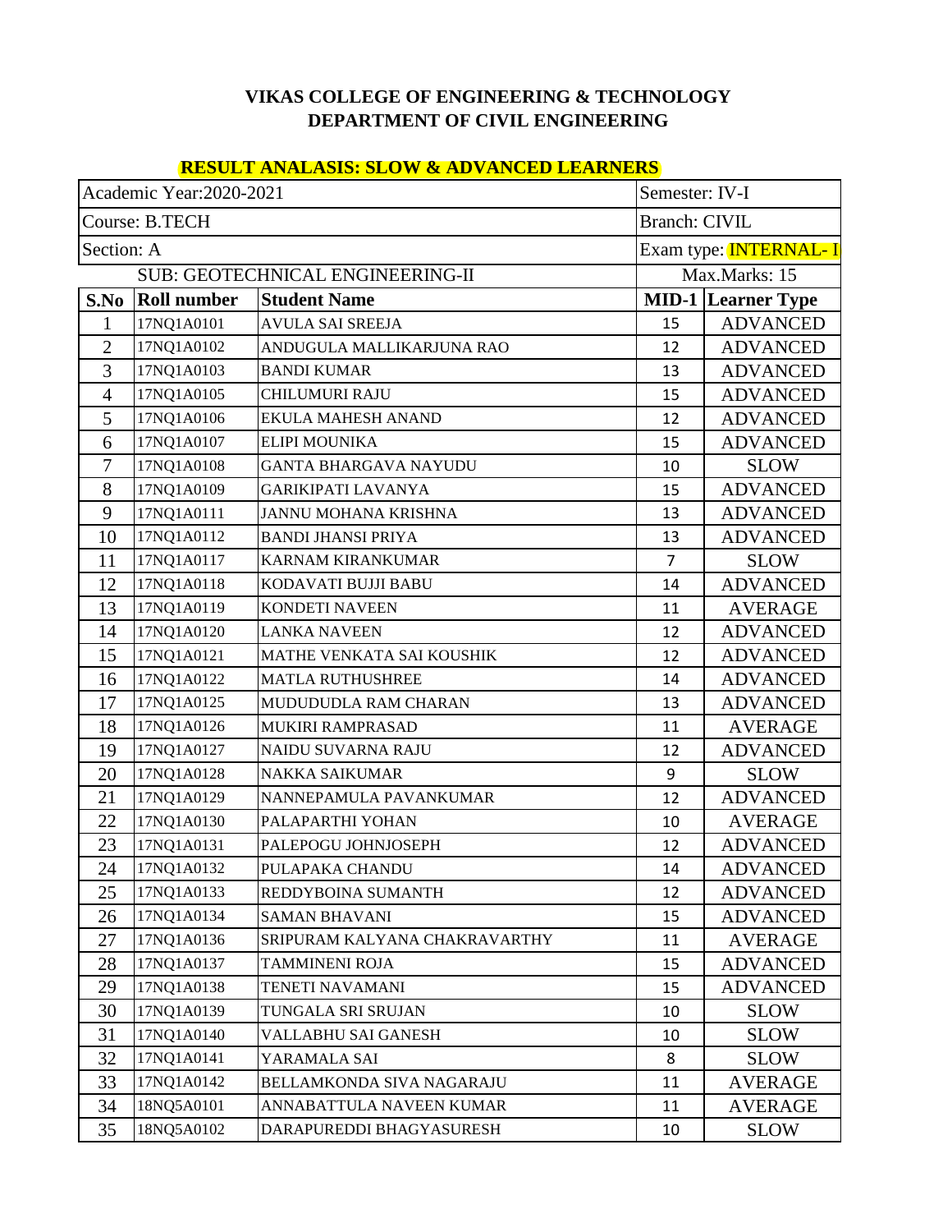**VIKAS COLLEGE OF ENGINEERING & TECHNOLOGY**
**DEPARTMENT OF CIVIL ENGINEERING**

**RESULT ANALASIS: SLOW & ADVANCED LEARNERS**

| Academic Year:2020-2021 | | | Semester: IV-I | |
|---|---|---|---|---|
| Course: B.TECH | | | Branch: CIVIL | |
| Section: A | | | Exam type: INTERNAL- I | |
| SUB: GEOTECHNICAL ENGINEERING-II | | | Max.Marks: 15 | |
| **S.No** | **Roll number** | **Student Name** | **MID-1** | **Learner Type** |
| 1 | 17NQ1A0101 | AVULA SAI SREEJA | 15 | ADVANCED |
| 2 | 17NQ1A0102 | ANDUGULA MALLIKARJUNA RAO | 12 | ADVANCED |
| 3 | 17NQ1A0103 | BANDI KUMAR | 13 | ADVANCED |
| 4 | 17NQ1A0105 | CHILUMURI RAJU | 15 | ADVANCED |
| 5 | 17NQ1A0106 | EKULA MAHESH ANAND | 12 | ADVANCED |
| 6 | 17NQ1A0107 | ELIPI MOUNIKA | 15 | ADVANCED |
| 7 | 17NQ1A0108 | GANTA BHARGAVA NAYUDU | 10 | SLOW |
| 8 | 17NQ1A0109 | GARIKIPATI LAVANYA | 15 | ADVANCED |
| 9 | 17NQ1A0111 | JANNU MOHANA KRISHNA | 13 | ADVANCED |
| 10 | 17NQ1A0112 | BANDI JHANSI PRIYA | 13 | ADVANCED |
| 11 | 17NQ1A0117 | KARNAM KIRANKUMAR | 7 | SLOW |
| 12 | 17NQ1A0118 | KODAVATI BUJJI BABU | 14 | ADVANCED |
| 13 | 17NQ1A0119 | KONDETI NAVEEN | 11 | AVERAGE |
| 14 | 17NQ1A0120 | LANKA NAVEEN | 12 | ADVANCED |
| 15 | 17NQ1A0121 | MATHE VENKATA SAI KOUSHIK | 12 | ADVANCED |
| 16 | 17NQ1A0122 | MATLA RUTHUSHREE | 14 | ADVANCED |
| 17 | 17NQ1A0125 | MUDUDUDLA RAM CHARAN | 13 | ADVANCED |
| 18 | 17NQ1A0126 | MUKIRI RAMPRASAD | 11 | AVERAGE |
| 19 | 17NQ1A0127 | NAIDU SUVARNA RAJU | 12 | ADVANCED |
| 20 | 17NQ1A0128 | NAKKA SAIKUMAR | 9 | SLOW |
| 21 | 17NQ1A0129 | NANNEPAMULA PAVANKUMAR | 12 | ADVANCED |
| 22 | 17NQ1A0130 | PALAPARTHI YOHAN | 10 | AVERAGE |
| 23 | 17NQ1A0131 | PALEPOGU JOHNJOSEPH | 12 | ADVANCED |
| 24 | 17NQ1A0132 | PULAPAKA CHANDU | 14 | ADVANCED |
| 25 | 17NQ1A0133 | REDDYBOINA SUMANTH | 12 | ADVANCED |
| 26 | 17NQ1A0134 | SAMAN BHAVANI | 15 | ADVANCED |
| 27 | 17NQ1A0136 | SRIPURAM KALYANA CHAKRAVARTHY | 11 | AVERAGE |
| 28 | 17NQ1A0137 | TAMMINENI ROJA | 15 | ADVANCED |
| 29 | 17NQ1A0138 | TENETI NAVAMANI | 15 | ADVANCED |
| 30 | 17NQ1A0139 | TUNGALA SRI SRUJAN | 10 | SLOW |
| 31 | 17NQ1A0140 | VALLABHU SAI GANESH | 10 | SLOW |
| 32 | 17NQ1A0141 | YARAMALA SAI | 8 | SLOW |
| 33 | 17NQ1A0142 | BELLAMKONDA SIVA NAGARAJU | 11 | AVERAGE |
| 34 | 18NQ5A0101 | ANNABATTULA NAVEEN KUMAR | 11 | AVERAGE |
| 35 | 18NQ5A0102 | DARAPUREDDI BHAGYASURESH | 10 | SLOW |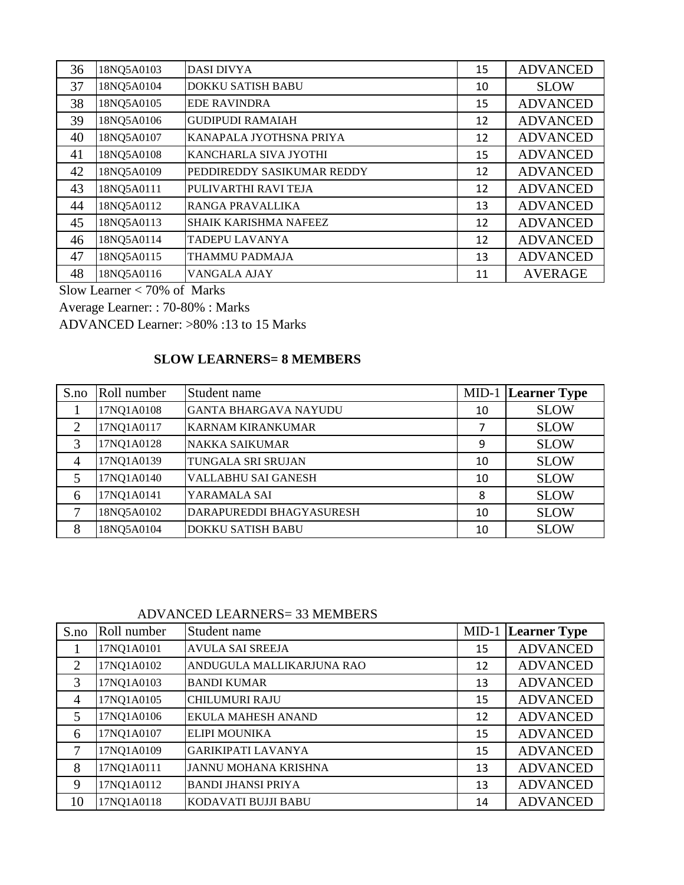| 36 | 18NQ5A0103 | DASI DIVYA | 15 | ADVANCED |
|---|---|---|---|---|
| 37 | 18NQ5A0104 | DOKKU SATISH BABU | 10 | SLOW |
| 38 | 18NQ5A0105 | EDE RAVINDRA | 15 | ADVANCED |
| 39 | 18NQ5A0106 | GUDIPUDI RAMAIAH | 12 | ADVANCED |
| 40 | 18NQ5A0107 | KANAPALA JYOTHSNA PRIYA | 12 | ADVANCED |
| 41 | 18NQ5A0108 | KANCHARLA SIVA JYOTHI | 15 | ADVANCED |
| 42 | 18NQ5A0109 | PEDDIREDDY SASIKUMAR REDDY | 12 | ADVANCED |
| 43 | 18NQ5A0111 | PULIVARTHI RAVI TEJA | 12 | ADVANCED |
| 44 | 18NQ5A0112 | RANGA PRAVALLIKA | 13 | ADVANCED |
| 45 | 18NQ5A0113 | SHAIK KARISHMA NAFEEZ | 12 | ADVANCED |
| 46 | 18NQ5A0114 | TADEPU LAVANYA | 12 | ADVANCED |
| 47 | 18NQ5A0115 | THAMMU PADMAJA | 13 | ADVANCED |
| 48 | 18NQ5A0116 | VANGALA AJAY | 11 | AVERAGE |

Slow Learner < 70% of Marks

Average Learner: : 70-80% : Marks

ADVANCED Learner: >80% :13 to 15 Marks

**SLOW LEARNERS= 8 MEMBERS**

| S.no | Roll number | Student name | MID-1 | **Learner Type** |
|---|---|---|---|---|
| 1 | 17NQ1A0108 | GANTA BHARGAVA NAYUDU | 10 | SLOW |
| 2 | 17NQ1A0117 | KARNAM KIRANKUMAR | 7 | SLOW |
| 3 | 17NQ1A0128 | NAKKA SAIKUMAR | 9 | SLOW |
| 4 | 17NQ1A0139 | TUNGALA SRI SRUJAN | 10 | SLOW |
| 5 | 17NQ1A0140 | VALLABHU SAI GANESH | 10 | SLOW |
| 6 | 17NQ1A0141 | YARAMALA SAI | 8 | SLOW |
| 7 | 18NQ5A0102 | DARAPUREDDI BHAGYASURESH | 10 | SLOW |
| 8 | 18NQ5A0104 | DOKKU SATISH BABU | 10 | SLOW |

ADVANCED LEARNERS= 33 MEMBERS

| S.no | Roll number | Student name | MID-1 | **Learner Type** |
|---|---|---|---|---|
| 1 | 17NQ1A0101 | AVULA SAI SREEJA | 15 | ADVANCED |
| 2 | 17NQ1A0102 | ANDUGULA MALLIKARJUNA RAO | 12 | ADVANCED |
| 3 | 17NQ1A0103 | BANDI KUMAR | 13 | ADVANCED |
| 4 | 17NQ1A0105 | CHILUMURI RAJU | 15 | ADVANCED |
| 5 | 17NQ1A0106 | EKULA MAHESH ANAND | 12 | ADVANCED |
| 6 | 17NQ1A0107 | ELIPI MOUNIKA | 15 | ADVANCED |
| 7 | 17NQ1A0109 | GARIKIPATI LAVANYA | 15 | ADVANCED |
| 8 | 17NQ1A0111 | JANNU MOHANA KRISHNA | 13 | ADVANCED |
| 9 | 17NQ1A0112 | BANDI JHANSI PRIYA | 13 | ADVANCED |
| 10 | 17NQ1A0118 | KODAVATI BUJJI BABU | 14 | ADVANCED |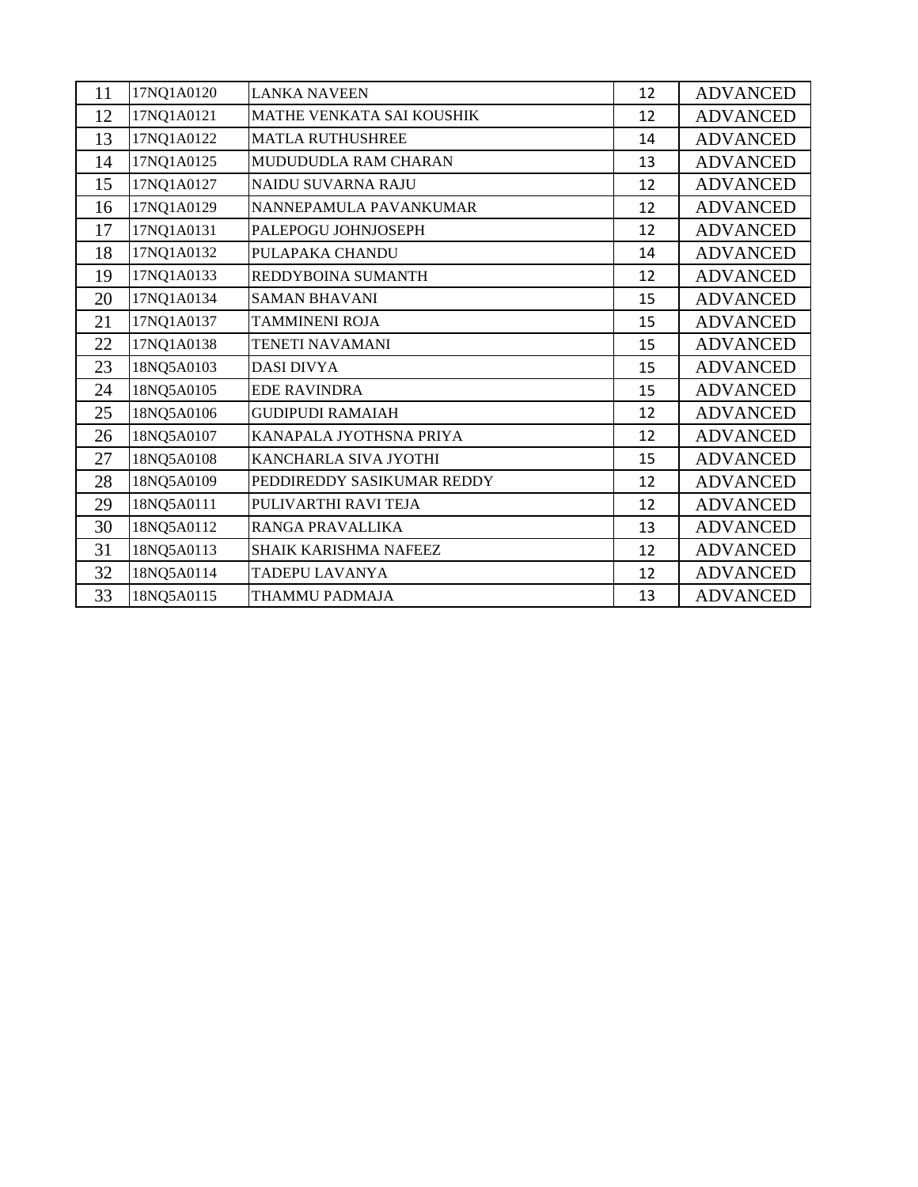| | | | | |
|---|---|---|---|---|
| 11 | 17NQ1A0120 | LANKA NAVEEN | 12 | ADVANCED |
| 12 | 17NQ1A0121 | MATHE VENKATA SAI KOUSHIK | 12 | ADVANCED |
| 13 | 17NQ1A0122 | MATLA RUTHUSHREE | 14 | ADVANCED |
| 14 | 17NQ1A0125 | MUDUDUDLA RAM CHARAN | 13 | ADVANCED |
| 15 | 17NQ1A0127 | NAIDU SUVARNA RAJU | 12 | ADVANCED |
| 16 | 17NQ1A0129 | NANNEPAMULA PAVANKUMAR | 12 | ADVANCED |
| 17 | 17NQ1A0131 | PALEPOGU JOHNJOSEPH | 12 | ADVANCED |
| 18 | 17NQ1A0132 | PULAPAKA CHANDU | 14 | ADVANCED |
| 19 | 17NQ1A0133 | REDDYBOINA SUMANTH | 12 | ADVANCED |
| 20 | 17NQ1A0134 | SAMAN BHAVANI | 15 | ADVANCED |
| 21 | 17NQ1A0137 | TAMMINENI ROJA | 15 | ADVANCED |
| 22 | 17NQ1A0138 | TENETI NAVAMANI | 15 | ADVANCED |
| 23 | 18NQ5A0103 | DASI DIVYA | 15 | ADVANCED |
| 24 | 18NQ5A0105 | EDE RAVINDRA | 15 | ADVANCED |
| 25 | 18NQ5A0106 | GUDIPUDI RAMAIAH | 12 | ADVANCED |
| 26 | 18NQ5A0107 | KANAPALA JYOTHSNA PRIYA | 12 | ADVANCED |
| 27 | 18NQ5A0108 | KANCHARLA SIVA JYOTHI | 15 | ADVANCED |
| 28 | 18NQ5A0109 | PEDDIREDDY SASIKUMAR REDDY | 12 | ADVANCED |
| 29 | 18NQ5A0111 | PULIVARTHI RAVI TEJA | 12 | ADVANCED |
| 30 | 18NQ5A0112 | RANGA PRAVALLIKA | 13 | ADVANCED |
| 31 | 18NQ5A0113 | SHAIK KARISHMA NAFEEZ | 12 | ADVANCED |
| 32 | 18NQ5A0114 | TADEPU LAVANYA | 12 | ADVANCED |
| 33 | 18NQ5A0115 | THAMMU PADMAJA | 13 | ADVANCED |